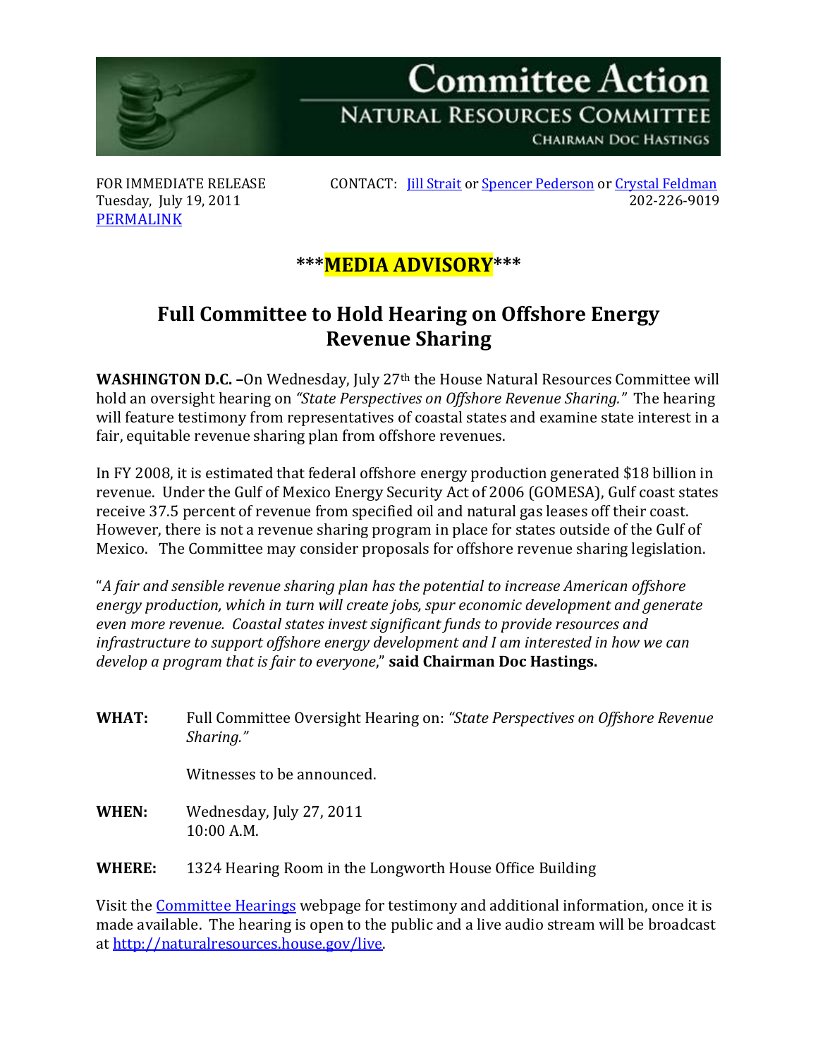# Committee Action

## NATURAL RESOURCES COMMITTEE

CHAIRMAN DOC HASTINGS

FOR IMMEDIATE RELEASE
Tuesday, July 19, 2011
PERMALINK

CONTACT: Jill Strait or Spencer Pederson or Crystal Feldman
202-226-9019

***MEDIA ADVISORY***

## Full Committee to Hold Hearing on Offshore Energy Revenue Sharing

**WASHINGTON D.C. –**On Wednesday, July 27th the House Natural Resources Committee will hold an oversight hearing on *"State Perspectives on Offshore Revenue Sharing."* The hearing will feature testimony from representatives of coastal states and examine state interest in a fair, equitable revenue sharing plan from offshore revenues.

In FY 2008, it is estimated that federal offshore energy production generated $18 billion in revenue. Under the Gulf of Mexico Energy Security Act of 2006 (GOMESA), Gulf coast states receive 37.5 percent of revenue from specified oil and natural gas leases off their coast. However, there is not a revenue sharing program in place for states outside of the Gulf of Mexico. The Committee may consider proposals for offshore revenue sharing legislation.

"*A fair and sensible revenue sharing plan has the potential to increase American offshore energy production, which in turn will create jobs, spur economic development and generate even more revenue. Coastal states invest significant funds to provide resources and infrastructure to support offshore energy development and I am interested in how we can develop a program that is fair to everyone*," **said Chairman Doc Hastings.**

**WHAT:** Full Committee Oversight Hearing on: *"State Perspectives on Offshore Revenue Sharing."*

Witnesses to be announced.

**WHEN:** Wednesday, July 27, 2011
10:00 A.M.

**WHERE:** 1324 Hearing Room in the Longworth House Office Building

Visit the Committee Hearings webpage for testimony and additional information, once it is made available. The hearing is open to the public and a live audio stream will be broadcast at http://naturalresources.house.gov/live.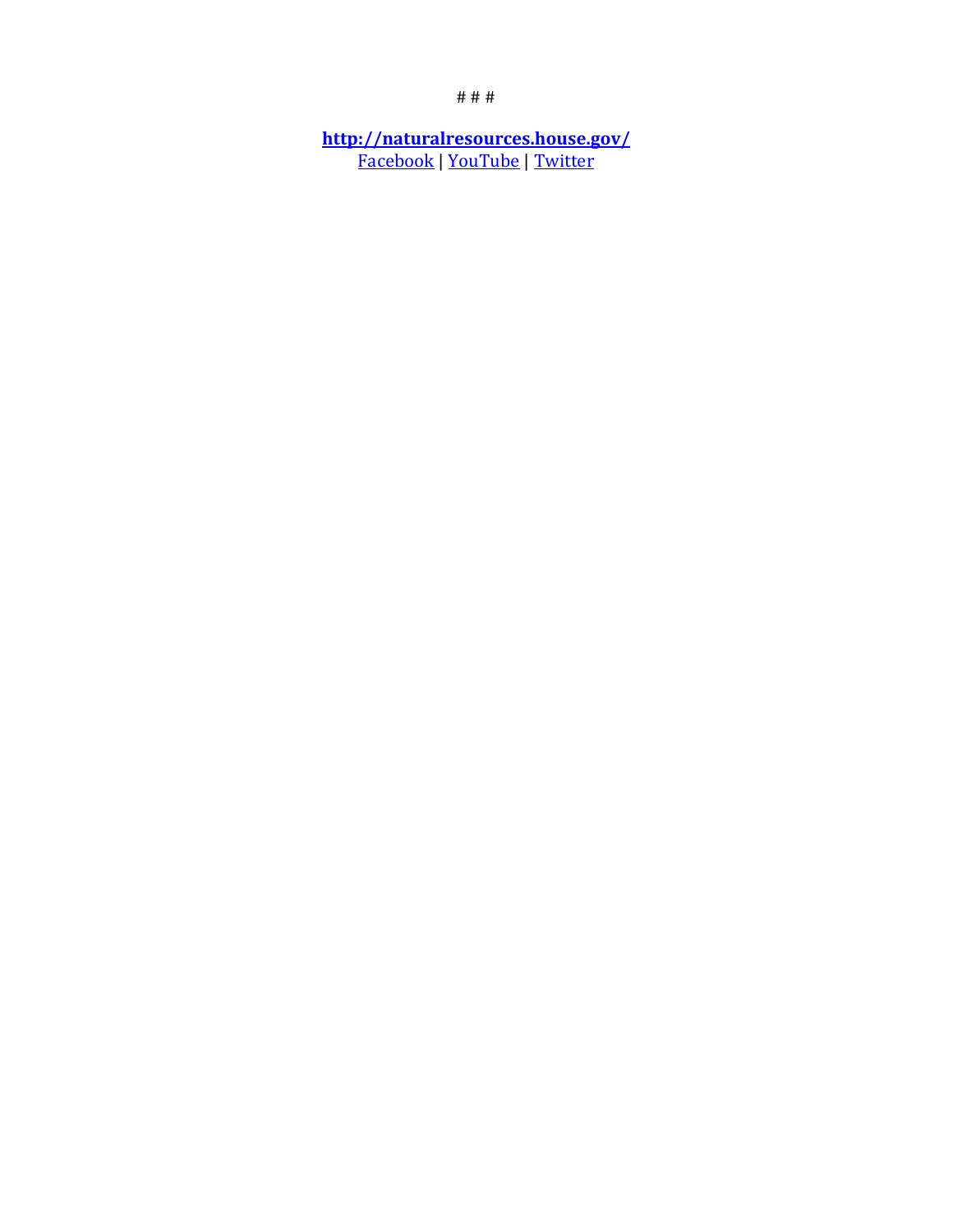# # #

**http://naturalresources.house.gov/**

Facebook | YouTube | Twitter